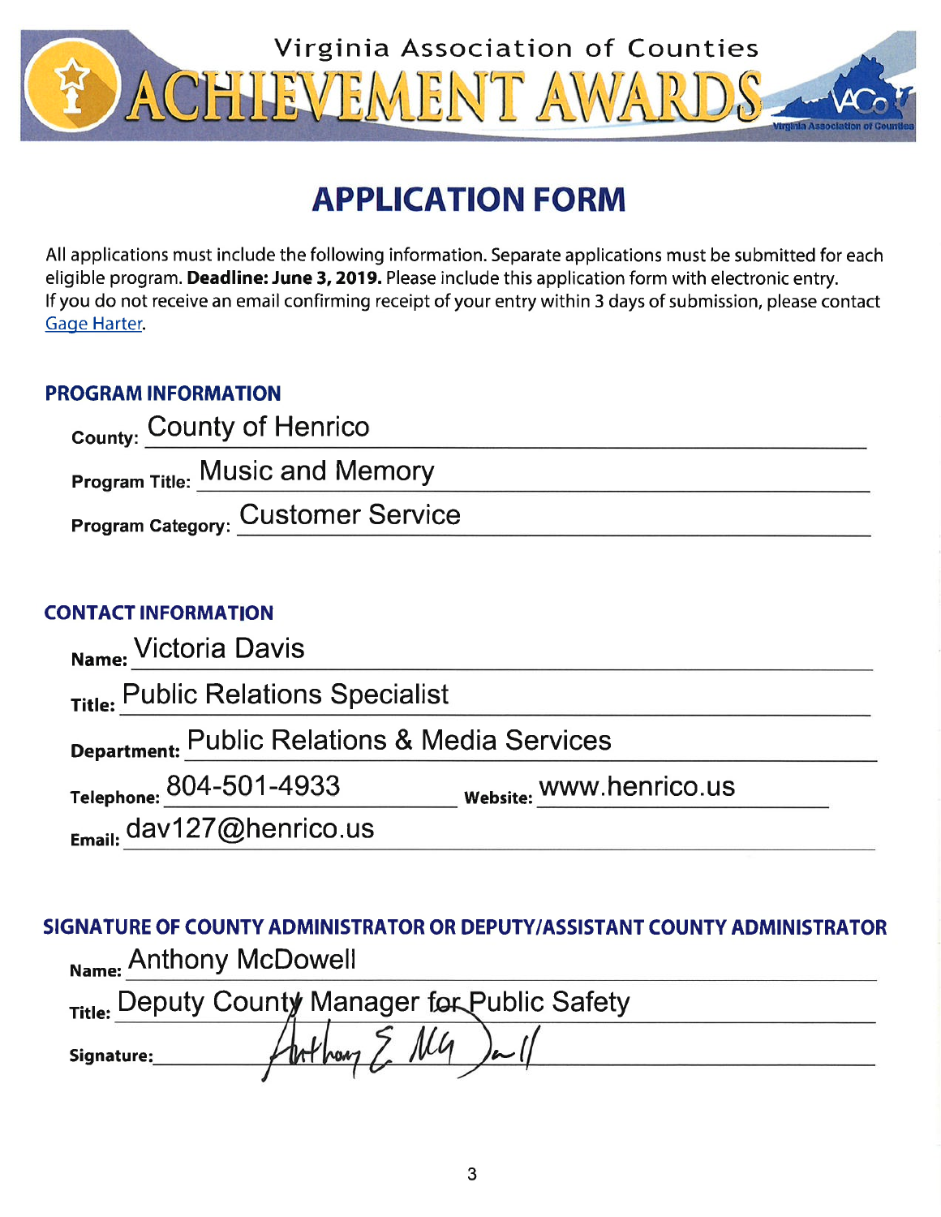Virginia Association of Counties

# ACHIEVEMENT AWARDS

## APPLICATION FORM

All applications must include the following information. Separate applications must be submitted for each eligible program. **Deadline: June 3, 2019.** Please include this application form with electronic entry. If you do not receive an email confirming receipt of your entry within 3 days of submission, please contact Gage Harter.

### PROGRAM INFORMATION

**County:** County of Henrico

**Program Title:** Music and Memory

**Program Category:** Customer Service

### CONTACT INFORMATION

**Name:** Victoria Davis

**Title:** Public Relations Specialist

**Department:** Public Relations & Media Services

**Telephone:** 804-501-4933 **Website:** www.henrico.us

**Email:** dav127@henrico.us

### SIGNATURE OF COUNTY ADMINISTRATOR OR DEPUTY/ASSISTANT COUNTY ADMINISTRATOR

**Name:** Anthony McDowell

**Title:** Deputy County Manager for Public Safety

**Signature:** Anthony E. McDowell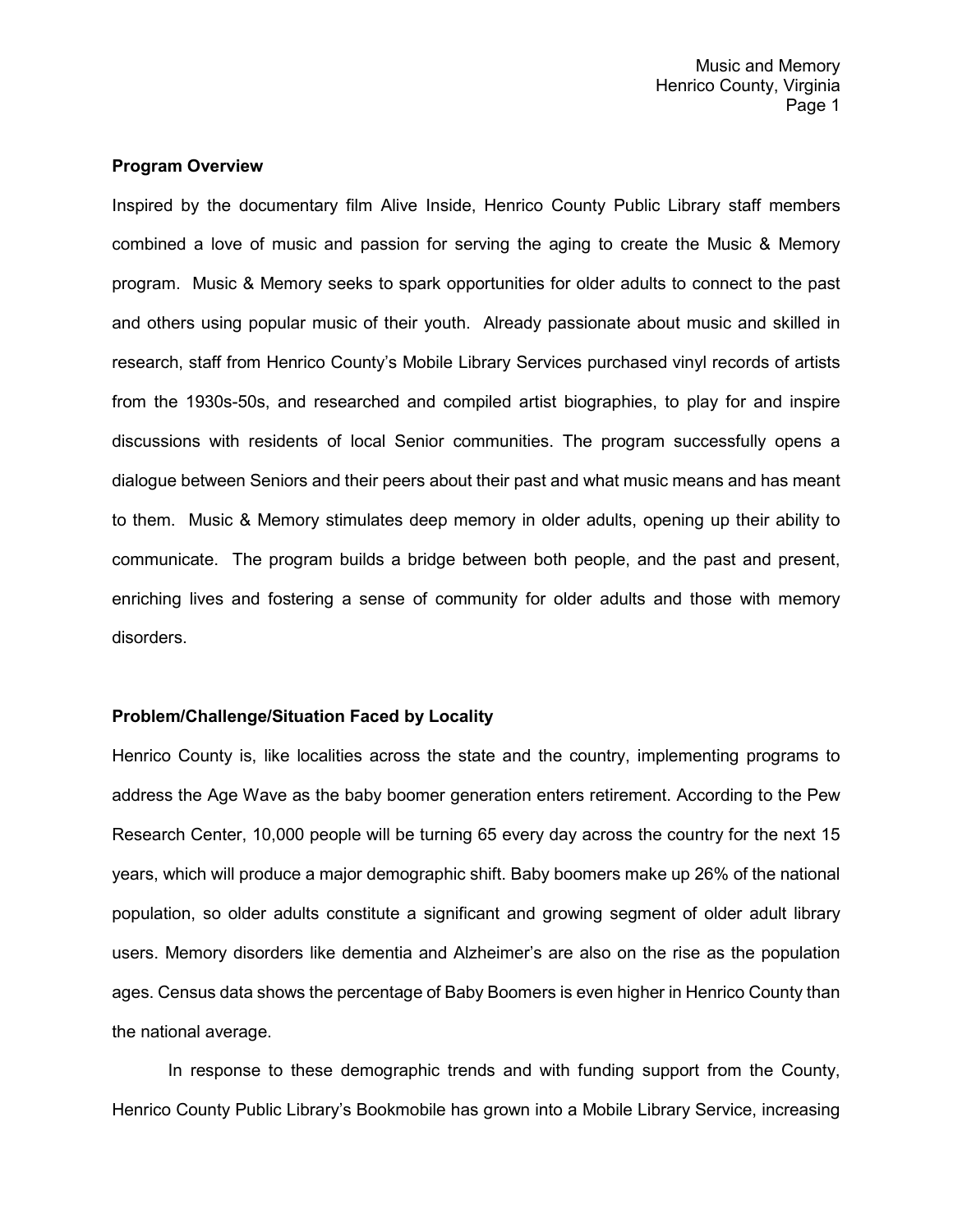**Program Overview**

Inspired by the documentary film Alive Inside, Henrico County Public Library staff members combined a love of music and passion for serving the aging to create the Music & Memory program. Music & Memory seeks to spark opportunities for older adults to connect to the past and others using popular music of their youth. Already passionate about music and skilled in research, staff from Henrico County's Mobile Library Services purchased vinyl records of artists from the 1930s-50s, and researched and compiled artist biographies, to play for and inspire discussions with residents of local Senior communities. The program successfully opens a dialogue between Seniors and their peers about their past and what music means and has meant to them. Music & Memory stimulates deep memory in older adults, opening up their ability to communicate. The program builds a bridge between both people, and the past and present, enriching lives and fostering a sense of community for older adults and those with memory disorders.

**Problem/Challenge/Situation Faced by Locality**

Henrico County is, like localities across the state and the country, implementing programs to address the Age Wave as the baby boomer generation enters retirement. According to the Pew Research Center, 10,000 people will be turning 65 every day across the country for the next 15 years, which will produce a major demographic shift. Baby boomers make up 26% of the national population, so older adults constitute a significant and growing segment of older adult library users. Memory disorders like dementia and Alzheimer's are also on the rise as the population ages. Census data shows the percentage of Baby Boomers is even higher in Henrico County than the national average.

In response to these demographic trends and with funding support from the County, Henrico County Public Library's Bookmobile has grown into a Mobile Library Service, increasing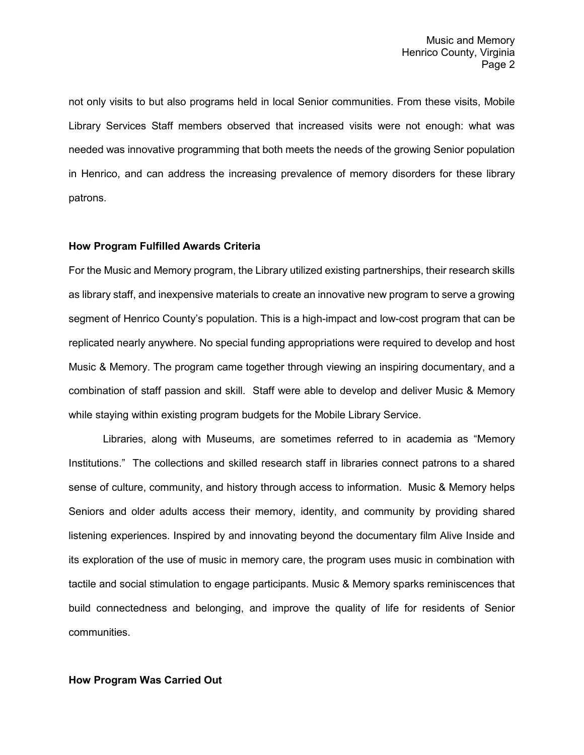not only visits to but also programs held in local Senior communities. From these visits, Mobile Library Services Staff members observed that increased visits were not enough: what was needed was innovative programming that both meets the needs of the growing Senior population in Henrico, and can address the increasing prevalence of memory disorders for these library patrons.

**How Program Fulfilled Awards Criteria**

For the Music and Memory program, the Library utilized existing partnerships, their research skills as library staff, and inexpensive materials to create an innovative new program to serve a growing segment of Henrico County's population. This is a high-impact and low-cost program that can be replicated nearly anywhere. No special funding appropriations were required to develop and host Music & Memory. The program came together through viewing an inspiring documentary, and a combination of staff passion and skill. Staff were able to develop and deliver Music & Memory while staying within existing program budgets for the Mobile Library Service.

Libraries, along with Museums, are sometimes referred to in academia as "Memory Institutions." The collections and skilled research staff in libraries connect patrons to a shared sense of culture, community, and history through access to information. Music & Memory helps Seniors and older adults access their memory, identity, and community by providing shared listening experiences. Inspired by and innovating beyond the documentary film Alive Inside and its exploration of the use of music in memory care, the program uses music in combination with tactile and social stimulation to engage participants. Music & Memory sparks reminiscences that build connectedness and belonging, and improve the quality of life for residents of Senior communities.

**How Program Was Carried Out**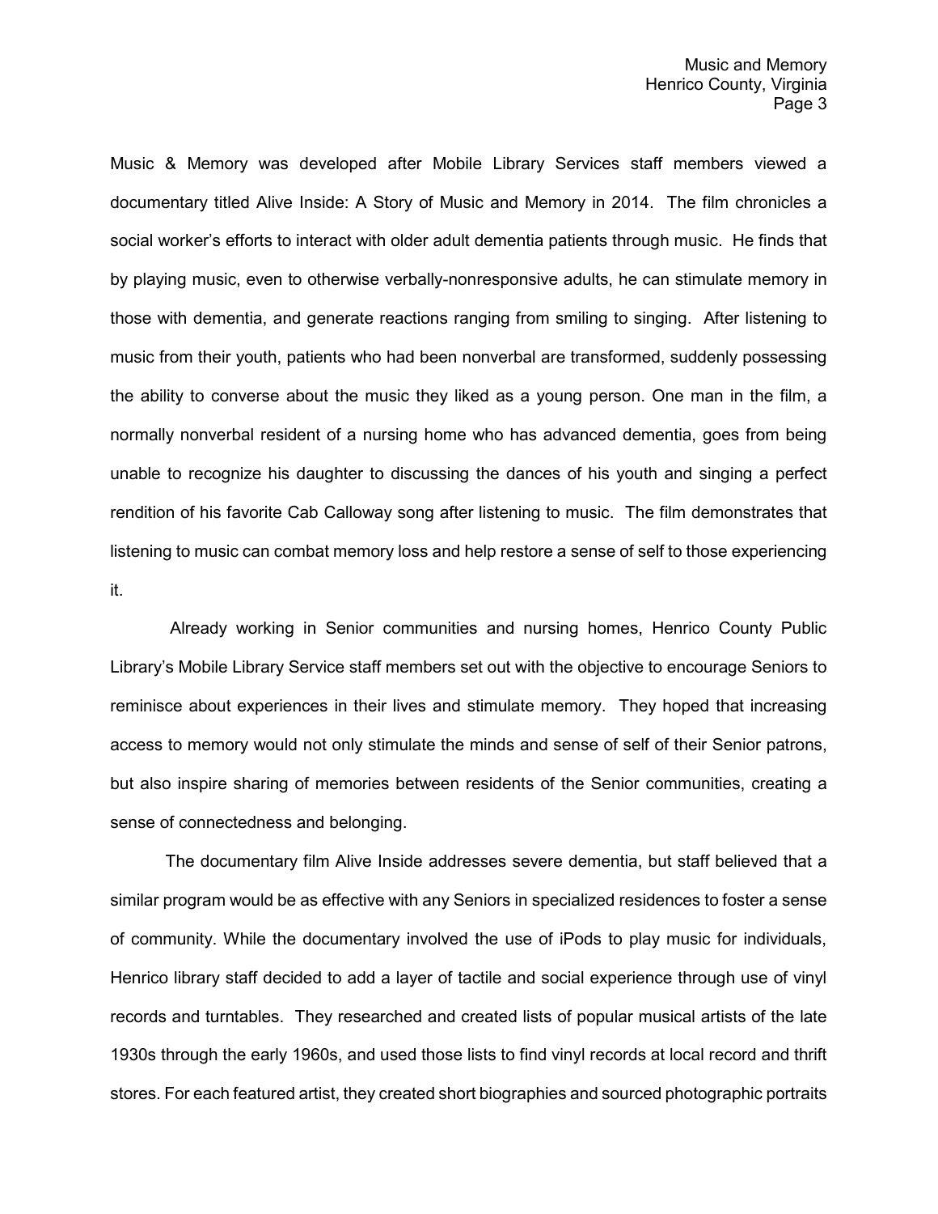Music & Memory was developed after Mobile Library Services staff members viewed a documentary titled Alive Inside: A Story of Music and Memory in 2014. The film chronicles a social worker's efforts to interact with older adult dementia patients through music. He finds that by playing music, even to otherwise verbally-nonresponsive adults, he can stimulate memory in those with dementia, and generate reactions ranging from smiling to singing. After listening to music from their youth, patients who had been nonverbal are transformed, suddenly possessing the ability to converse about the music they liked as a young person. One man in the film, a normally nonverbal resident of a nursing home who has advanced dementia, goes from being unable to recognize his daughter to discussing the dances of his youth and singing a perfect rendition of his favorite Cab Calloway song after listening to music. The film demonstrates that listening to music can combat memory loss and help restore a sense of self to those experiencing it.

Already working in Senior communities and nursing homes, Henrico County Public Library's Mobile Library Service staff members set out with the objective to encourage Seniors to reminisce about experiences in their lives and stimulate memory. They hoped that increasing access to memory would not only stimulate the minds and sense of self of their Senior patrons, but also inspire sharing of memories between residents of the Senior communities, creating a sense of connectedness and belonging.

The documentary film Alive Inside addresses severe dementia, but staff believed that a similar program would be as effective with any Seniors in specialized residences to foster a sense of community. While the documentary involved the use of iPods to play music for individuals, Henrico library staff decided to add a layer of tactile and social experience through use of vinyl records and turntables. They researched and created lists of popular musical artists of the late 1930s through the early 1960s, and used those lists to find vinyl records at local record and thrift stores. For each featured artist, they created short biographies and sourced photographic portraits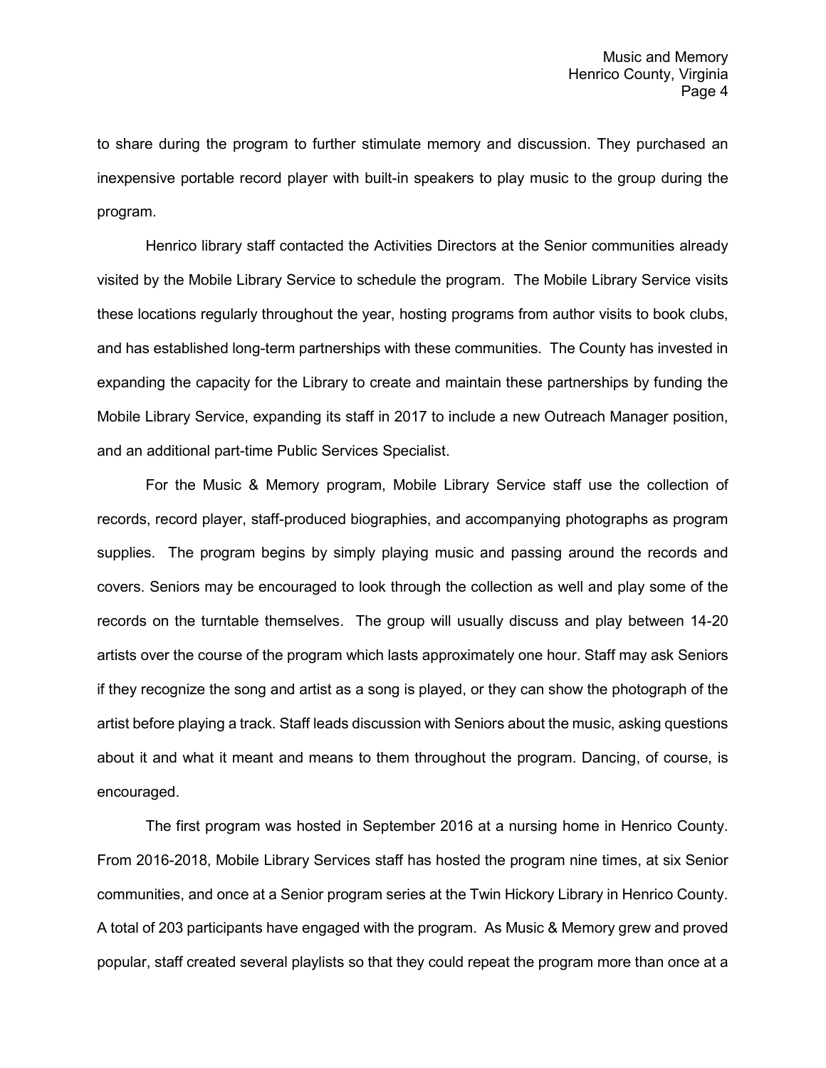to share during the program to further stimulate memory and discussion. They purchased an inexpensive portable record player with built-in speakers to play music to the group during the program.

Henrico library staff contacted the Activities Directors at the Senior communities already visited by the Mobile Library Service to schedule the program. The Mobile Library Service visits these locations regularly throughout the year, hosting programs from author visits to book clubs, and has established long-term partnerships with these communities. The County has invested in expanding the capacity for the Library to create and maintain these partnerships by funding the Mobile Library Service, expanding its staff in 2017 to include a new Outreach Manager position, and an additional part-time Public Services Specialist.

For the Music & Memory program, Mobile Library Service staff use the collection of records, record player, staff-produced biographies, and accompanying photographs as program supplies. The program begins by simply playing music and passing around the records and covers. Seniors may be encouraged to look through the collection as well and play some of the records on the turntable themselves. The group will usually discuss and play between 14-20 artists over the course of the program which lasts approximately one hour. Staff may ask Seniors if they recognize the song and artist as a song is played, or they can show the photograph of the artist before playing a track. Staff leads discussion with Seniors about the music, asking questions about it and what it meant and means to them throughout the program. Dancing, of course, is encouraged.

The first program was hosted in September 2016 at a nursing home in Henrico County. From 2016-2018, Mobile Library Services staff has hosted the program nine times, at six Senior communities, and once at a Senior program series at the Twin Hickory Library in Henrico County. A total of 203 participants have engaged with the program. As Music & Memory grew and proved popular, staff created several playlists so that they could repeat the program more than once at a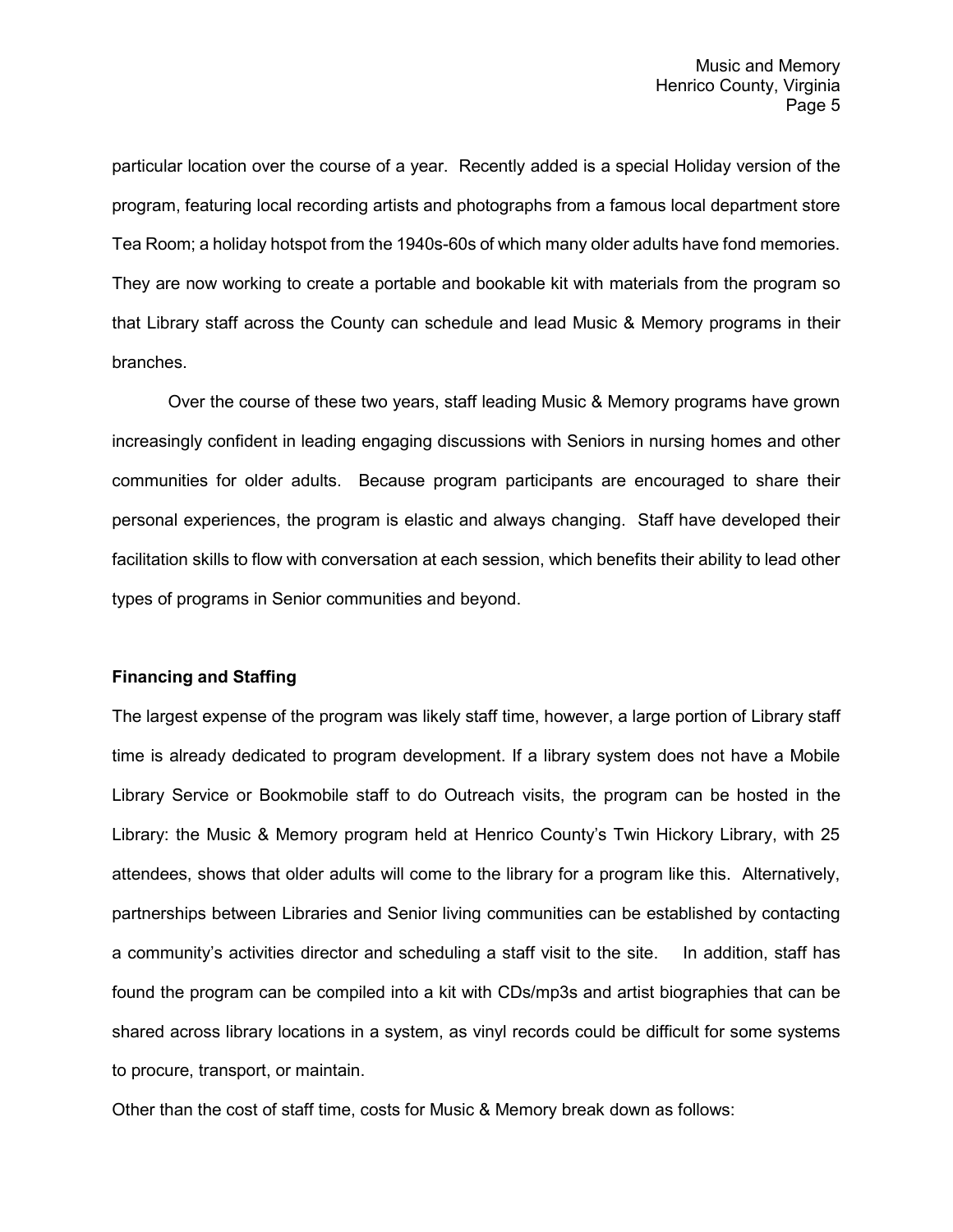particular location over the course of a year. Recently added is a special Holiday version of the program, featuring local recording artists and photographs from a famous local department store Tea Room; a holiday hotspot from the 1940s-60s of which many older adults have fond memories. They are now working to create a portable and bookable kit with materials from the program so that Library staff across the County can schedule and lead Music & Memory programs in their branches.

Over the course of these two years, staff leading Music & Memory programs have grown increasingly confident in leading engaging discussions with Seniors in nursing homes and other communities for older adults. Because program participants are encouraged to share their personal experiences, the program is elastic and always changing. Staff have developed their facilitation skills to flow with conversation at each session, which benefits their ability to lead other types of programs in Senior communities and beyond.

**Financing and Staffing**

The largest expense of the program was likely staff time, however, a large portion of Library staff time is already dedicated to program development. If a library system does not have a Mobile Library Service or Bookmobile staff to do Outreach visits, the program can be hosted in the Library: the Music & Memory program held at Henrico County's Twin Hickory Library, with 25 attendees, shows that older adults will come to the library for a program like this. Alternatively, partnerships between Libraries and Senior living communities can be established by contacting a community's activities director and scheduling a staff visit to the site. In addition, staff has found the program can be compiled into a kit with CDs/mp3s and artist biographies that can be shared across library locations in a system, as vinyl records could be difficult for some systems to procure, transport, or maintain.

Other than the cost of staff time, costs for Music & Memory break down as follows: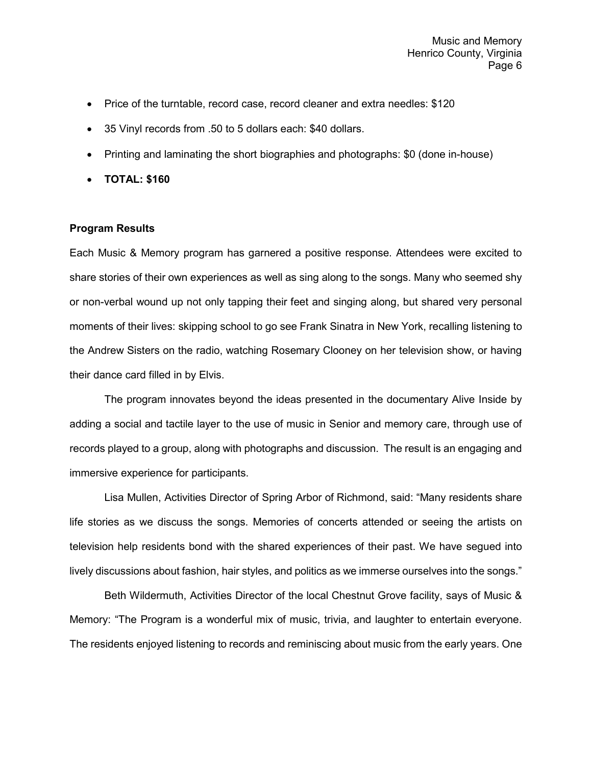- Price of the turntable, record case, record cleaner and extra needles: $120
- 35 Vinyl records from .50 to 5 dollars each: $40 dollars.
- Printing and laminating the short biographies and photographs: $0 (done in-house)
- **TOTAL: $160**

**Program Results**

Each Music & Memory program has garnered a positive response. Attendees were excited to share stories of their own experiences as well as sing along to the songs. Many who seemed shy or non-verbal wound up not only tapping their feet and singing along, but shared very personal moments of their lives: skipping school to go see Frank Sinatra in New York, recalling listening to the Andrew Sisters on the radio, watching Rosemary Clooney on her television show, or having their dance card filled in by Elvis.

The program innovates beyond the ideas presented in the documentary Alive Inside by adding a social and tactile layer to the use of music in Senior and memory care, through use of records played to a group, along with photographs and discussion. The result is an engaging and immersive experience for participants.

Lisa Mullen, Activities Director of Spring Arbor of Richmond, said: “Many residents share life stories as we discuss the songs. Memories of concerts attended or seeing the artists on television help residents bond with the shared experiences of their past. We have segued into lively discussions about fashion, hair styles, and politics as we immerse ourselves into the songs.”

Beth Wildermuth, Activities Director of the local Chestnut Grove facility, says of Music & Memory: “The Program is a wonderful mix of music, trivia, and laughter to entertain everyone. The residents enjoyed listening to records and reminiscing about music from the early years. One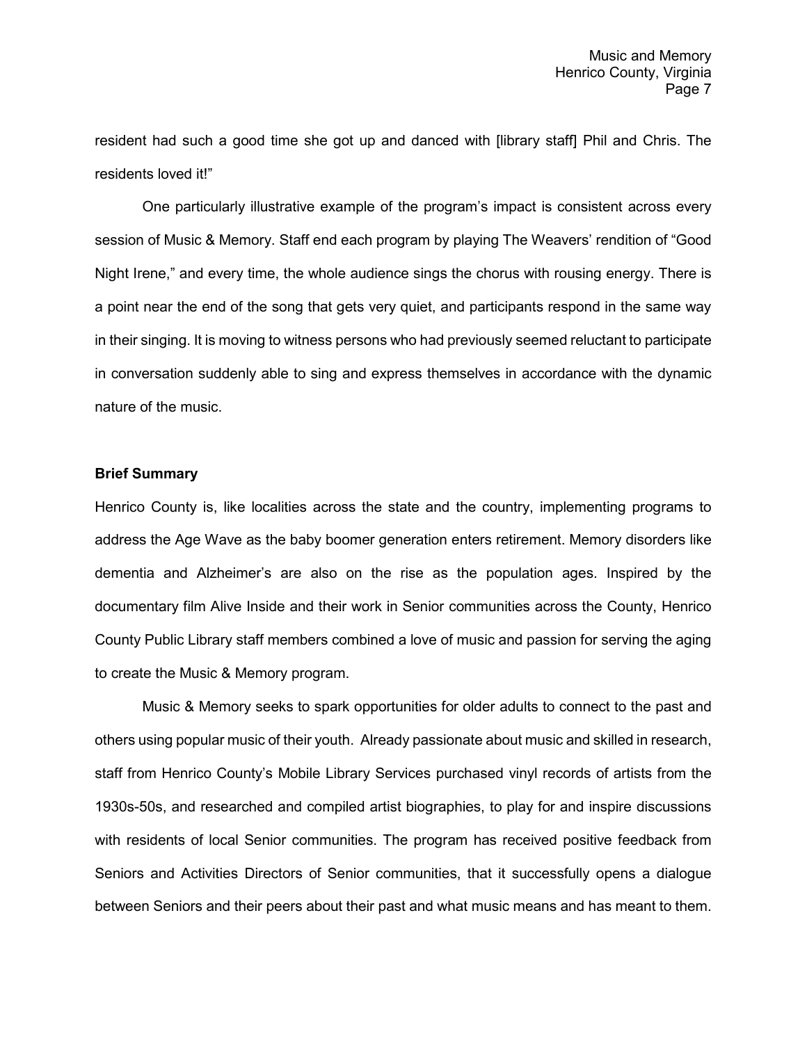resident had such a good time she got up and danced with [library staff] Phil and Chris. The residents loved it!"

One particularly illustrative example of the program's impact is consistent across every session of Music & Memory. Staff end each program by playing The Weavers' rendition of "Good Night Irene," and every time, the whole audience sings the chorus with rousing energy. There is a point near the end of the song that gets very quiet, and participants respond in the same way in their singing. It is moving to witness persons who had previously seemed reluctant to participate in conversation suddenly able to sing and express themselves in accordance with the dynamic nature of the music.

**Brief Summary**

Henrico County is, like localities across the state and the country, implementing programs to address the Age Wave as the baby boomer generation enters retirement. Memory disorders like dementia and Alzheimer's are also on the rise as the population ages. Inspired by the documentary film Alive Inside and their work in Senior communities across the County, Henrico County Public Library staff members combined a love of music and passion for serving the aging to create the Music & Memory program.

Music & Memory seeks to spark opportunities for older adults to connect to the past and others using popular music of their youth. Already passionate about music and skilled in research, staff from Henrico County's Mobile Library Services purchased vinyl records of artists from the 1930s-50s, and researched and compiled artist biographies, to play for and inspire discussions with residents of local Senior communities. The program has received positive feedback from Seniors and Activities Directors of Senior communities, that it successfully opens a dialogue between Seniors and their peers about their past and what music means and has meant to them.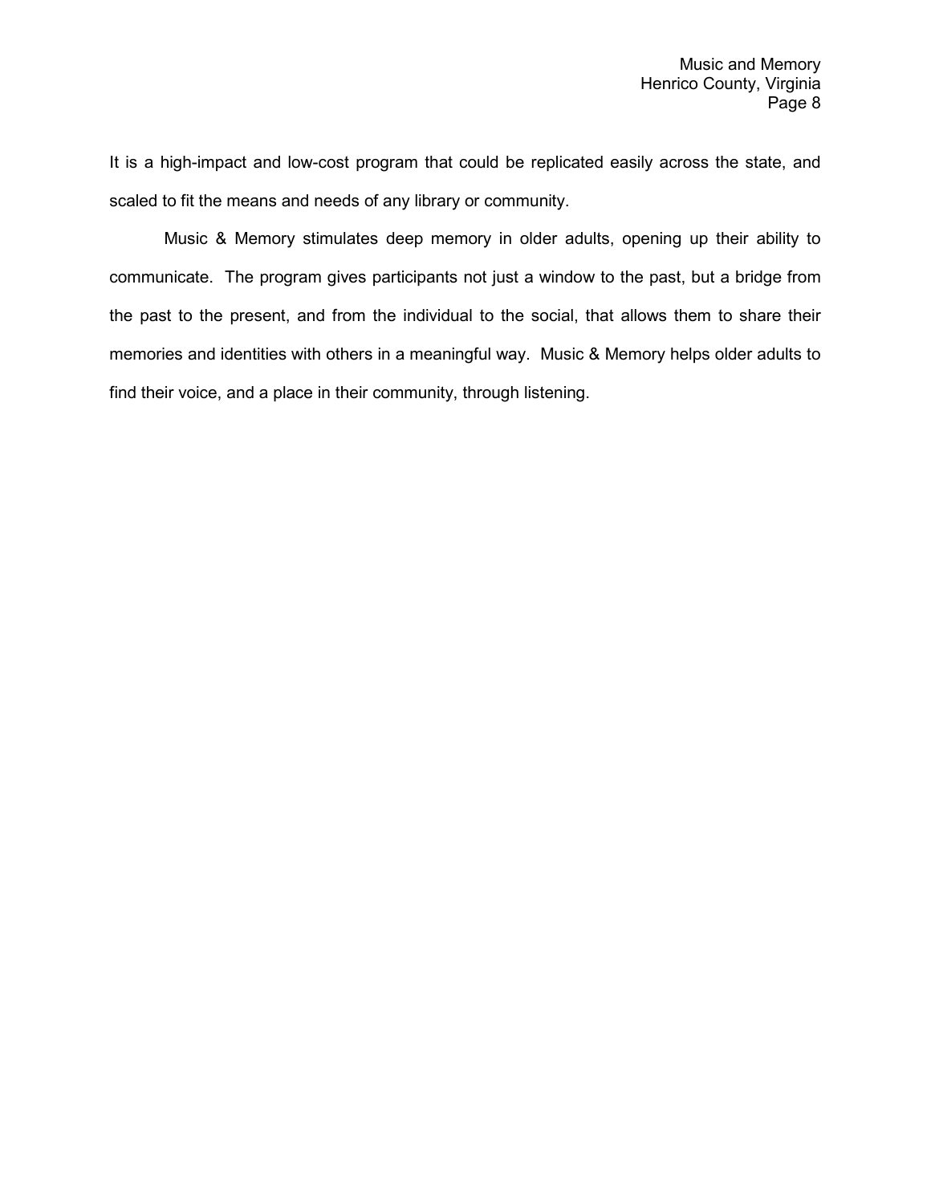It is a high-impact and low-cost program that could be replicated easily across the state, and scaled to fit the means and needs of any library or community.

Music & Memory stimulates deep memory in older adults, opening up their ability to communicate. The program gives participants not just a window to the past, but a bridge from the past to the present, and from the individual to the social, that allows them to share their memories and identities with others in a meaningful way. Music & Memory helps older adults to find their voice, and a place in their community, through listening.